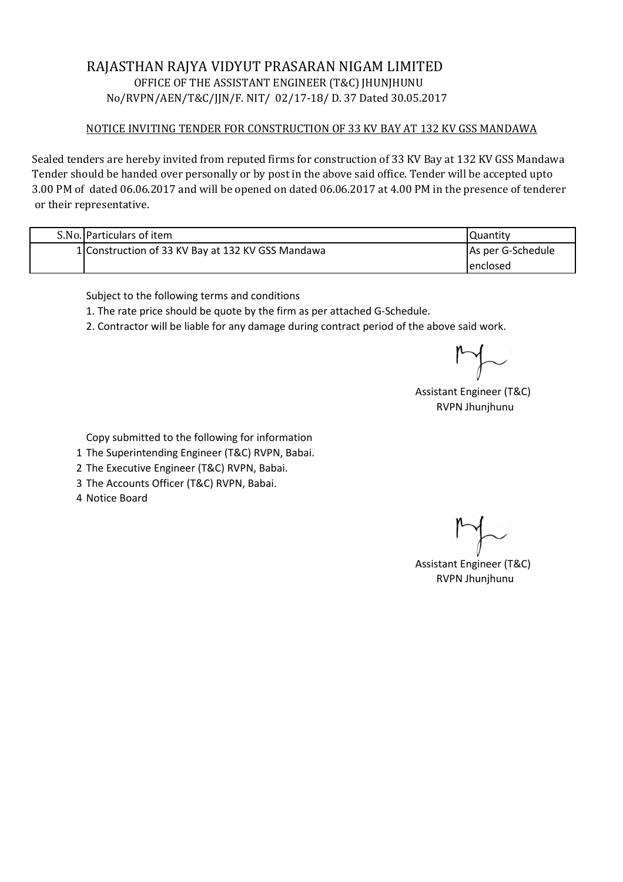# RAJASTHAN RAJYA VIDYUT PRASARAN NIGAM LIMITED

OFFICE OF THE ASSISTANT ENGINEER (T&C) JHUNJHUNU

No/RVPN/AEN/T&C/JJN/F. NIT/ 02/17-18/ D. 37 Dated 30.05.2017

## NOTICE INVITING TENDER FOR CONSTRUCTION OF 33 KV BAY AT 132 KV GSS MANDAWA

Sealed tenders are hereby invited from reputed firms for construction of 33 KV Bay at 132 KV GSS Mandawa Tender should be handed over personally or by post in the above said office. Tender will be accepted upto 3.00 PM of dated 06.06.2017 and will be opened on dated 06.06.2017 at 4.00 PM in the presence of tenderer or their representative.

| S.No. | Particulars of item | Quantity |
|---|---|---|
| 1 | Construction of 33 KV Bay at 132 KV GSS Mandawa | As per G-Schedule enclosed |

Subject to the following terms and conditions

1. The rate price should be quote by the firm as per attached G-Schedule.
2. Contractor will be liable for any damage during contract period of the above said work.

Assistant Engineer (T&C)
RVPN Jhunjhunu

Copy submitted to the following for information

1. The Superintending Engineer (T&C) RVPN, Babai.
2. The Executive Engineer (T&C) RVPN, Babai.
3. The Accounts Officer (T&C) RVPN, Babai.
4. Notice Board

Assistant Engineer (T&C)
RVPN Jhunjhunu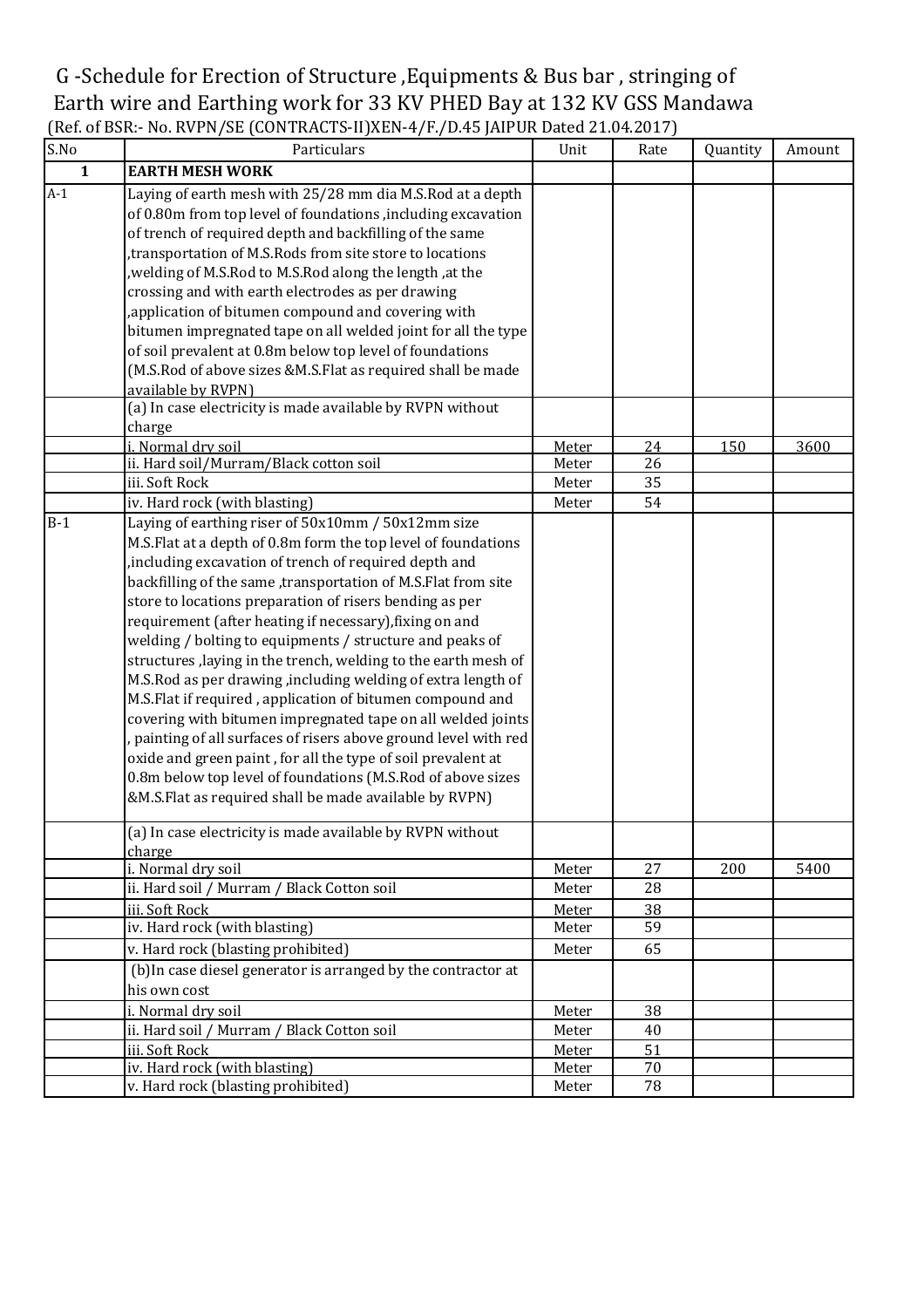# G -Schedule for Erection of Structure ,Equipments & Bus bar , stringing of Earth wire and Earthing work for 33 KV PHED Bay at 132 KV GSS Mandawa

(Ref. of BSR:- No. RVPN/SE (CONTRACTS-II)XEN-4/F./D.45 JAIPUR Dated 21.04.2017)

| S.No | Particulars | Unit | Rate | Quantity | Amount |
|---|---|---|---|---|---|
| **1** | **EARTH MESH WORK** | | | | |
| A-1 | Laying of earth mesh with 25/28 mm dia M.S.Rod at a depth of 0.80m from top level of foundations ,including excavation of trench of required depth and backfilling of the same ,transportation of M.S.Rods from site store to locations ,welding of M.S.Rod to M.S.Rod along the length ,at the crossing and with earth electrodes as per drawing ,application of bitumen compound and covering with bitumen impregnated tape on all welded joint for all the type of soil prevalent at 0.8m below top level of foundations (M.S.Rod of above sizes &M.S.Flat as required shall be made available by RVPN) | | | | |
| | (a) In case electricity is made available by RVPN without charge | | | | |
| | i. Normal dry soil | Meter | 24 | 150 | 3600 |
| | ii. Hard soil/Murram/Black cotton soil | Meter | 26 | | |
| | iii. Soft Rock | Meter | 35 | | |
| | iv. Hard rock (with blasting) | Meter | 54 | | |
| B-1 | Laying of earthing riser of 50x10mm / 50x12mm size M.S.Flat at a depth of 0.8m form the top level of foundations ,including excavation of trench of required depth and backfilling of the same ,transportation of M.S.Flat from site store to locations preparation of risers bending as per requirement (after heating if necessary),fixing on and welding / bolting to equipments / structure and peaks of structures ,laying in the trench, welding to the earth mesh of M.S.Rod as per drawing ,including welding of extra length of M.S.Flat if required , application of bitumen compound and covering with bitumen impregnated tape on all welded joints , painting of all surfaces of risers above ground level with red oxide and green paint , for all the type of soil prevalent at 0.8m below top level of foundations (M.S.Rod of above sizes &M.S.Flat as required shall be made available by RVPN) | | | | |
| | (a) In case electricity is made available by RVPN without charge | | | | |
| | i. Normal dry soil | Meter | 27 | 200 | 5400 |
| | ii. Hard soil / Murram / Black Cotton soil | Meter | 28 | | |
| | iii. Soft Rock | Meter | 38 | | |
| | iv. Hard rock (with blasting) | Meter | 59 | | |
| | v. Hard rock (blasting prohibited) | Meter | 65 | | |
| | (b)In case diesel generator is arranged by the contractor at his own cost | | | | |
| | i. Normal dry soil | Meter | 38 | | |
| | ii. Hard soil / Murram / Black Cotton soil | Meter | 40 | | |
| | iii. Soft Rock | Meter | 51 | | |
| | iv. Hard rock (with blasting) | Meter | 70 | | |
| | v. Hard rock (blasting prohibited) | Meter | 78 | | |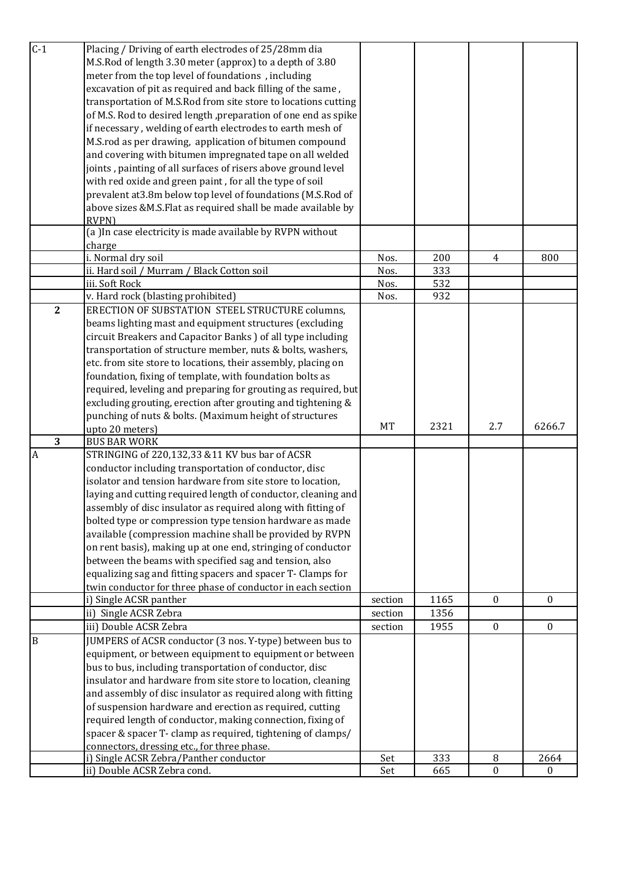| | | | | | |
|---|---|---|---|---|---|
| C-1 | Placing / Driving of earth electrodes of 25/28mm dia M.S.Rod of length 3.30 meter (approx) to a depth of 3.80 meter from the top level of foundations , including excavation of pit as required and back filling of the same , transportation of M.S.Rod from site store to locations cutting of M.S. Rod to desired length ,preparation of one end as spike if necessary , welding of earth electrodes to earth mesh of M.S.rod as per drawing, application of bitumen compound and covering with bitumen impregnated tape on all welded joints , painting of all surfaces of risers above ground level with red oxide and green paint , for all the type of soil prevalent at3.8m below top level of foundations (M.S.Rod of above sizes &M.S.Flat as required shall be made available by RVPN) | | | | |
| | (a )In case electricity is made available by RVPN without charge | | | | |
| | i. Normal dry soil | Nos. | 200 | 4 | 800 |
| | ii. Hard soil / Murram / Black Cotton soil | Nos. | 333 | | |
| | iii. Soft Rock | Nos. | 532 | | |
| | v. Hard rock (blasting prohibited) | Nos. | 932 | | |
| 2 | ERECTION OF SUBSTATION STEEL STRUCTURE columns, beams lighting mast and equipment structures (excluding circuit Breakers and Capacitor Banks ) of all type including transportation of structure member, nuts & bolts, washers, etc. from site store to locations, their assembly, placing on foundation, fixing of template, with foundation bolts as required, leveling and preparing for grouting as required, but excluding grouting, erection after grouting and tightening & punching of nuts & bolts. (Maximum height of structures upto 20 meters) | MT | 2321 | 2.7 | 6266.7 |
| 3 | BUS BAR WORK | | | | |
| A | STRINGING of 220,132,33 &11 KV bus bar of ACSR conductor including transportation of conductor, disc isolator and tension hardware from site store to location, laying and cutting required length of conductor, cleaning and assembly of disc insulator as required along with fitting of bolted type or compression type tension hardware as made available (compression machine shall be provided by RVPN on rent basis), making up at one end, stringing of conductor between the beams with specified sag and tension, also equalizing sag and fitting spacers and spacer T- Clamps for twin conductor for three phase of conductor in each section | | | | |
| | i) Single ACSR panther | section | 1165 | 0 | 0 |
| | ii) Single ACSR Zebra | section | 1356 | | |
| | iii) Double ACSR Zebra | section | 1955 | 0 | 0 |
| B | JUMPERS of ACSR conductor (3 nos. Y-type) between bus to equipment, or between equipment to equipment or between bus to bus, including transportation of conductor, disc insulator and hardware from site store to location, cleaning and assembly of disc insulator as required along with fitting of suspension hardware and erection as required, cutting required length of conductor, making connection, fixing of spacer & spacer T- clamp as required, tightening of clamps/ connectors, dressing etc., for three phase. | | | | |
| | i) Single ACSR Zebra/Panther conductor | Set | 333 | 8 | 2664 |
| | ii) Double ACSR Zebra cond. | Set | 665 | 0 | 0 |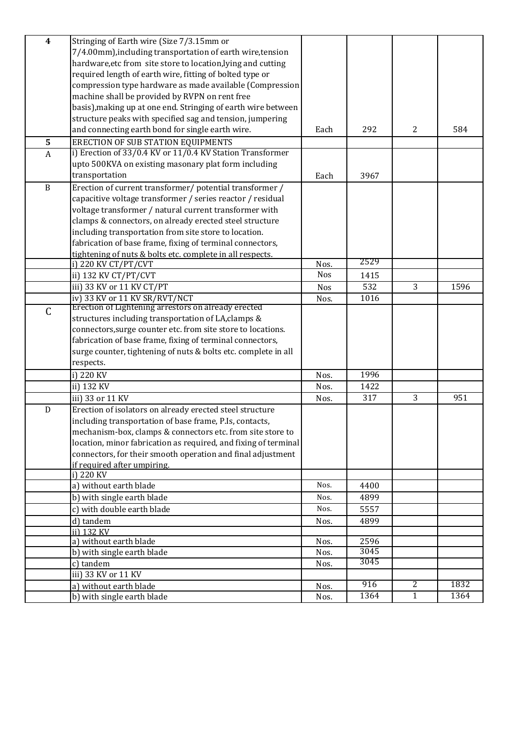| | | | | | |
|---|---|---|---|---|---|
| 4 | Stringing of Earth wire (Size 7/3.15mm or 7/4.00mm),including transportation of earth wire,tension hardware,etc from site store to location,lying and cutting required length of earth wire, fitting of bolted type or compression type hardware as made available (Compression machine shall be provided by RVPN on rent free basis),making up at one end. Stringing of earth wire between structure peaks with specified sag and tension, jumpering and connecting earth bond for single earth wire. | Each | 292 | 2 | 584 |
| 5 | ERECTION OF SUB STATION EQUIPMENTS | | | | |
| A | i) Erection of 33/0.4 KV or 11/0.4 KV Station Transformer upto 500KVA on existing masonary plat form including transportation | Each | 3967 | | |
| B | Erection of current transformer/ potential transformer / capacitive voltage transformer / series reactor / residual voltage transformer / natural current transformer with clamps & connectors, on already erected steel structure including transportation from site store to location. fabrication of base frame, fixing of terminal connectors, tightening of nuts & bolts etc. complete in all respects. | | | | |
| | i) 220 KV CT/PT/CVT | Nos. | 2529 | | |
| | ii) 132 KV CT/PT/CVT | Nos | 1415 | | |
| | iii) 33 KV or 11 KV CT/PT | Nos | 532 | 3 | 1596 |
| | iv) 33 KV or 11 KV SR/RVT/NCT | Nos. | 1016 | | |
| C | Erection of Lightening arrestors on already erected structures including transportation of LA,clamps & connectors,surge counter etc. from site store to locations. fabrication of base frame, fixing of terminal connectors, surge counter, tightening of nuts & bolts etc. complete in all respects. | | | | |
| | i) 220 KV | Nos. | 1996 | | |
| | ii) 132 KV | Nos. | 1422 | | |
| | iii) 33 or 11 KV | Nos. | 317 | 3 | 951 |
| D | Erection of isolators on already erected steel structure including transportation of base frame, P.Is, contacts, mechanism-box, clamps & connectors etc. from site store to location, minor fabrication as required, and fixing of terminal connectors, for their smooth operation and final adjustment if required after umpiring. | | | | |
| | i) 220 KV | | | | |
| | a) without earth blade | Nos. | 4400 | | |
| | b) with single earth blade | Nos. | 4899 | | |
| | c) with double earth blade | Nos. | 5557 | | |
| | d) tandem | Nos. | 4899 | | |
| | ii) 132 KV | | | | |
| | a) without earth blade | Nos. | 2596 | | |
| | b) with single earth blade | Nos. | 3045 | | |
| | c) tandem | Nos. | 3045 | | |
| | iii) 33 KV or 11 KV | | | | |
| | a) without earth blade | Nos. | 916 | 2 | 1832 |
| | b) with single earth blade | Nos. | 1364 | 1 | 1364 |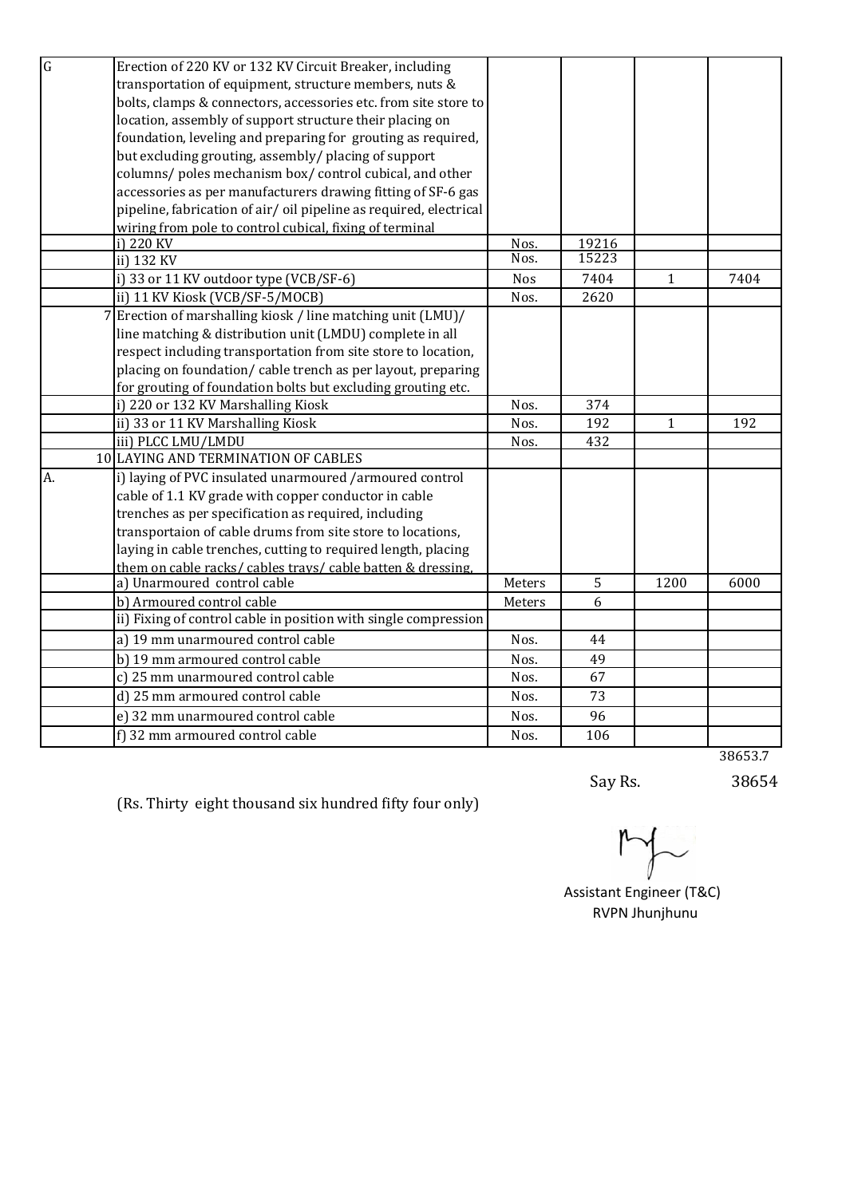| | | | | | |
|---|---|---|---|---|---|
| G | Erection of 220 KV or 132 KV Circuit Breaker, including transportation of equipment, structure members, nuts & bolts, clamps & connectors, accessories etc. from site store to location, assembly of support structure their placing on foundation, leveling and preparing for grouting as required, but excluding grouting, assembly/ placing of support columns/ poles mechanism box/ control cubical, and other accessories as per manufacturers drawing fitting of SF-6 gas pipeline, fabrication of air/ oil pipeline as required, electrical wiring from pole to control cubical, fixing of terminal | | | | |
| | i) 220 KV | Nos. | 19216 | | |
| | ii) 132 KV | Nos. | 15223 | | |
| | i) 33 or 11 KV outdoor type (VCB/SF-6) | Nos | 7404 | 1 | 7404 |
| | ii) 11 KV Kiosk (VCB/SF-5/MOCB) | Nos. | 2620 | | |
| 7 | Erection of marshalling kiosk / line matching unit (LMU)/ line matching & distribution unit (LMDU) complete in all respect including transportation from site store to location, placing on foundation/ cable trench as per layout, preparing for grouting of foundation bolts but excluding grouting etc. | | | | |
| | i) 220 or 132 KV Marshalling Kiosk | Nos. | 374 | | |
| | ii) 33 or 11 KV Marshalling Kiosk | Nos. | 192 | 1 | 192 |
| | iii) PLCC LMU/LMDU | Nos. | 432 | | |
| 10 | LAYING AND TERMINATION OF CABLES | | | | |
| A. | i) laying of PVC insulated unarmoured /armoured control cable of 1.1 KV grade with copper conductor in cable trenches as per specification as required, including transportaion of cable drums from site store to locations, laying in cable trenches, cutting to required length, placing them on cable racks/ cables trays/ cable batten & dressing. | | | | |
| | a) Unarmoured control cable | Meters | 5 | 1200 | 6000 |
| | b) Armoured control cable | Meters | 6 | | |
| | ii) Fixing of control cable in position with single compression | | | | |
| | a) 19 mm unarmoured control cable | Nos. | 44 | | |
| | b) 19 mm armoured control cable | Nos. | 49 | | |
| | c) 25 mm unarmoured control cable | Nos. | 67 | | |
| | d) 25 mm armoured control cable | Nos. | 73 | | |
| | e) 32 mm unarmoured control cable | Nos. | 96 | | |
| | f) 32 mm armoured control cable | Nos. | 106 | | |

38653.7

Say Rs. 38654

(Rs. Thirty eight thousand six hundred fifty four only)

Assistant Engineer (T&C)
RVPN Jhunjhunu